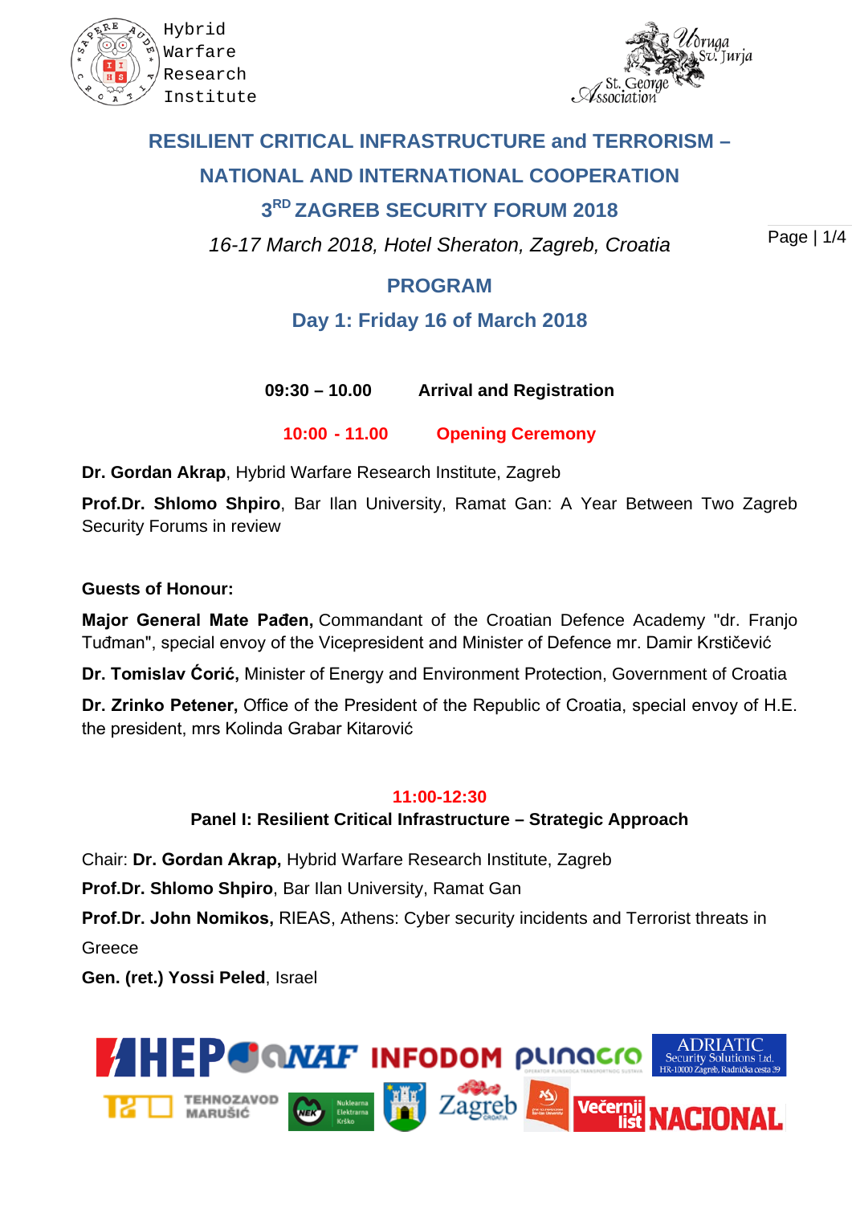Hybrid Warfare Research Institute

St. George Association

# RESILIENT CRITICAL INFRASTRUCTURE and TERRORISM – NATIONAL AND INTERNATIONAL COOPERATION

## 3RD ZAGREB SECURITY FORUM 2018

*16-17 March 2018, Hotel Sheraton, Zagreb, Croatia*

## PROGRAM

### Day 1: Friday 16 of March 2018

**09:30 – 10.00  Arrival and Registration**

**10:00 - 11.00  Opening Ceremony**

**Dr. Gordan Akrap**, Hybrid Warfare Research Institute, Zagreb

**Prof.Dr. Shlomo Shpiro**, Bar Ilan University, Ramat Gan: A Year Between Two Zagreb Security Forums in review

**Guests of Honour:**

**Major General Mate Pađen,** Commandant of the Croatian Defence Academy "dr. Franjo Tuđman", special envoy of the Vicepresident and Minister of Defence mr. Damir Krstičević

**Dr. Tomislav Ćorić,** Minister of Energy and Environment Protection, Government of Croatia

**Dr. Zrinko Petener,** Office of the President of the Republic of Croatia, special envoy of H.E. the president, mrs Kolinda Grabar Kitarović

**11:00-12:30**

**Panel I: Resilient Critical Infrastructure – Strategic Approach**

Chair: **Dr. Gordan Akrap,** Hybrid Warfare Research Institute, Zagreb

**Prof.Dr. Shlomo Shpiro**, Bar Ilan University, Ramat Gan

**Prof.Dr. John Nomikos,** RIEAS, Athens: Cyber security incidents and Terrorist threats in Greece

**Gen. (ret.) Yossi Peled**, Israel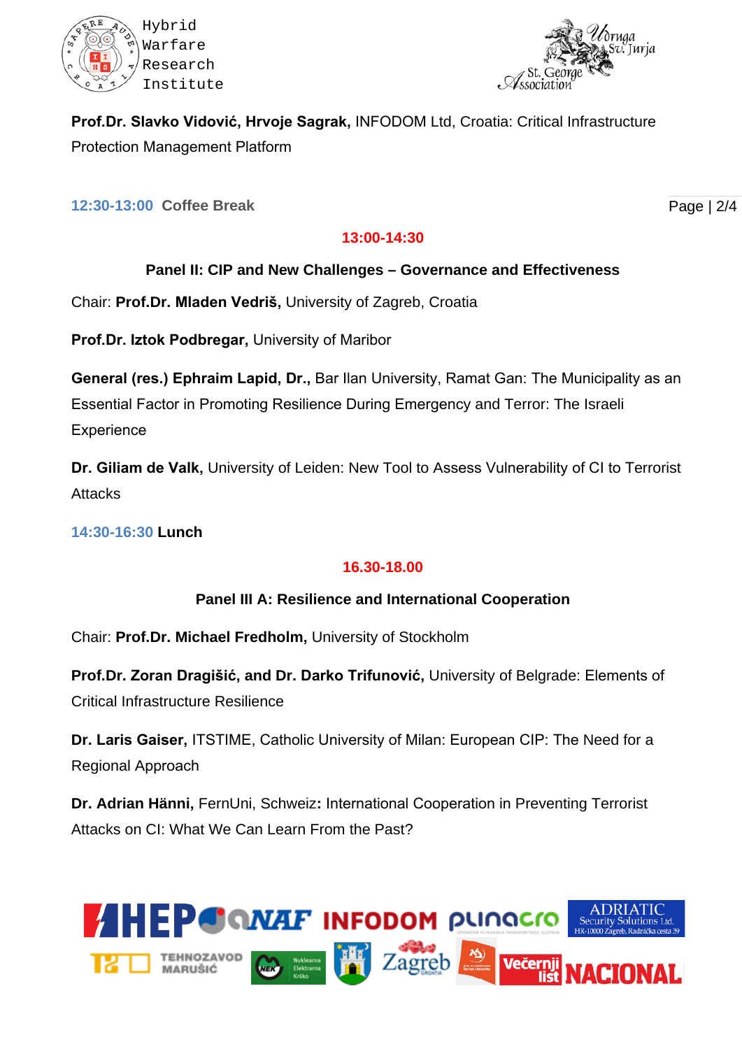**Prof.Dr. Slavko Vidović, Hrvoje Sagrak,** INFODOM Ltd, Croatia: Critical Infrastructure Protection Management Platform

**12:30-13:00 Coffee Break**

**13:00-14:30**

**Panel II: CIP and New Challenges – Governance and Effectiveness**

Chair: **Prof.Dr. Mladen Vedriš,** University of Zagreb, Croatia

**Prof.Dr. Iztok Podbregar,** University of Maribor

**General (res.) Ephraim Lapid, Dr.,** Bar Ilan University, Ramat Gan: The Municipality as an Essential Factor in Promoting Resilience During Emergency and Terror: The Israeli Experience

**Dr. Giliam de Valk,** University of Leiden: New Tool to Assess Vulnerability of CI to Terrorist Attacks

**14:30-16:30 Lunch**

**16.30-18.00**

**Panel III A: Resilience and International Cooperation**

Chair: **Prof.Dr. Michael Fredholm,** University of Stockholm

**Prof.Dr. Zoran Dragišić, and Dr. Darko Trifunović,** University of Belgrade: Elements of Critical Infrastructure Resilience

**Dr. Laris Gaiser,** ITSTIME, Catholic University of Milan: European CIP: The Need for a Regional Approach

**Dr. Adrian Hänni,** FernUni, Schweiz**:** International Cooperation in Preventing Terrorist Attacks on CI: What We Can Learn From the Past?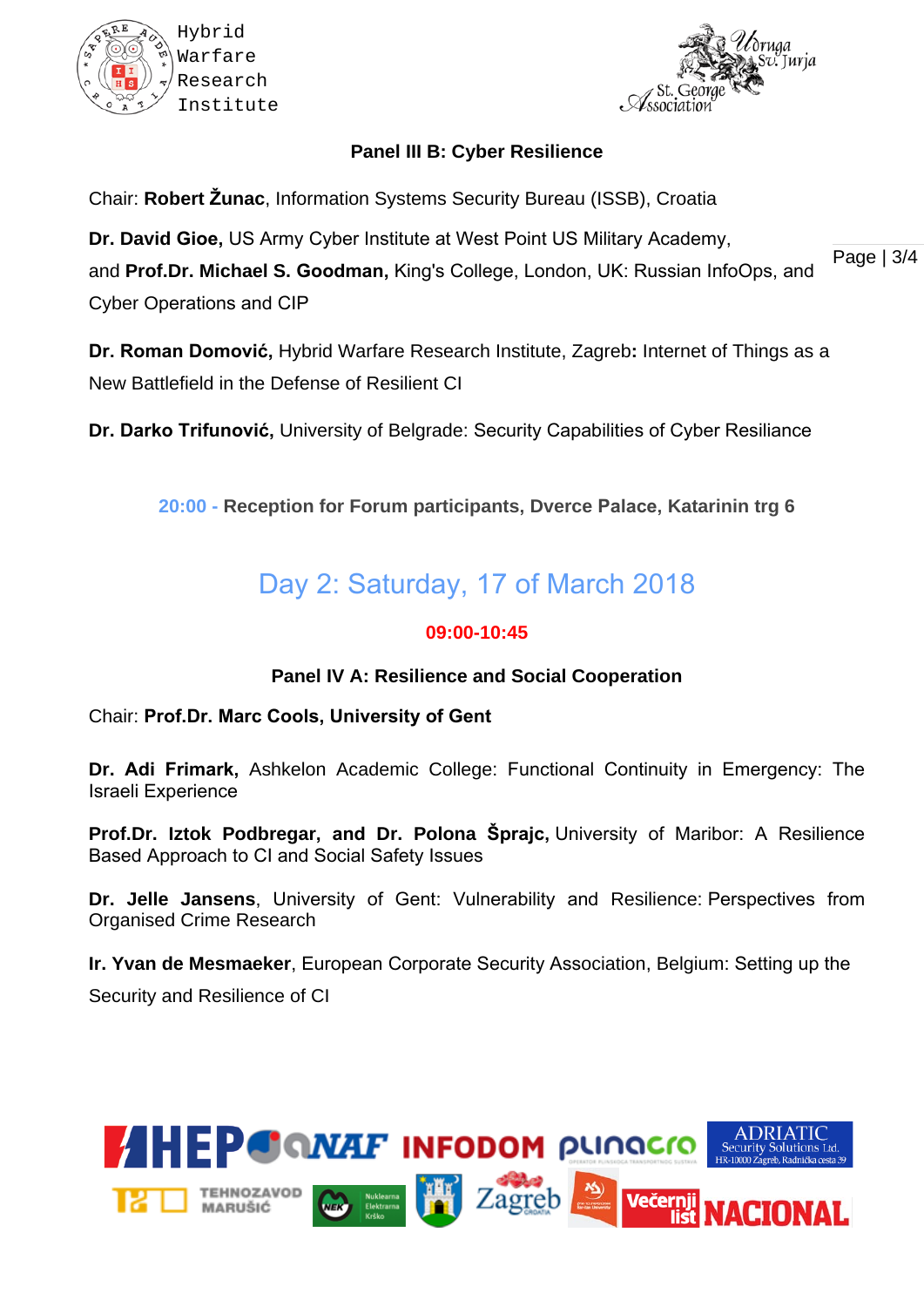### Panel III B: Cyber Resilience

Chair: **Robert Žunac**, Information Systems Security Bureau (ISSB), Croatia

**Dr. David Gioe,** US Army Cyber Institute at West Point US Military Academy, and **Prof.Dr. Michael S. Goodman,** King's College, London, UK: Russian InfoOps, and Cyber Operations and CIP

**Dr. Roman Domović,** Hybrid Warfare Research Institute, Zagreb**:** Internet of Things as a New Battlefield in the Defense of Resilient CI

**Dr. Darko Trifunović,** University of Belgrade: Security Capabilities of Cyber Resiliance

**20:00 - Reception for Forum participants, Dverce Palace, Katarinin trg 6**

## Day 2: Saturday, 17 of March 2018

**09:00-10:45**

### Panel IV A: Resilience and Social Cooperation

Chair: **Prof.Dr. Marc Cools, University of Gent**

**Dr. Adi Frimark,** Ashkelon Academic College: Functional Continuity in Emergency: The Israeli Experience

**Prof.Dr. Iztok Podbregar, and Dr. Polona Šprajc,** University of Maribor: A Resilience Based Approach to CI and Social Safety Issues

**Dr. Jelle Jansens**, University of Gent: Vulnerability and Resilience: Perspectives from Organised Crime Research

**Ir. Yvan de Mesmaeker**, European Corporate Security Association, Belgium: Setting up the Security and Resilience of CI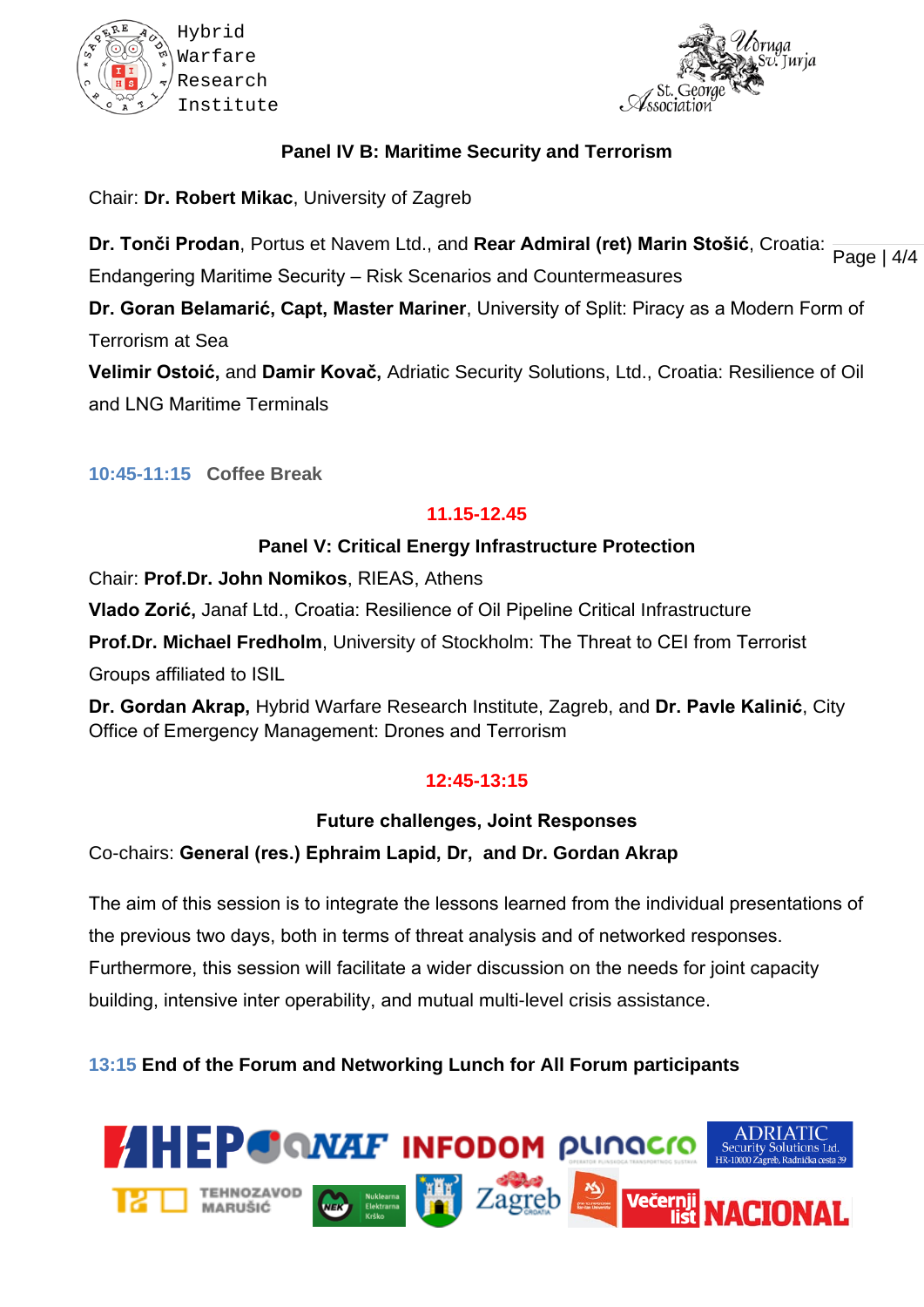### Panel IV B: Maritime Security and Terrorism

Chair: **Dr. Robert Mikac**, University of Zagreb

**Dr. Tonči Prodan**, Portus et Navem Ltd., and **Rear Admiral (ret) Marin Stošić**, Croatia: Endangering Maritime Security – Risk Scenarios and Countermeasures

**Dr. Goran Belamarić, Capt, Master Mariner**, University of Split: Piracy as a Modern Form of Terrorism at Sea

**Velimir Ostoić,** and **Damir Kovač,** Adriatic Security Solutions, Ltd., Croatia: Resilience of Oil and LNG Maritime Terminals

**10:45-11:15 Coffee Break**

**11.15-12.45**

### Panel V: Critical Energy Infrastructure Protection

Chair: **Prof.Dr. John Nomikos**, RIEAS, Athens

**Vlado Zorić,** Janaf Ltd., Croatia: Resilience of Oil Pipeline Critical Infrastructure

**Prof.Dr. Michael Fredholm**, University of Stockholm: The Threat to CEI from Terrorist Groups affiliated to ISIL

**Dr. Gordan Akrap,** Hybrid Warfare Research Institute, Zagreb, and **Dr. Pavle Kalinić**, City Office of Emergency Management: Drones and Terrorism

**12:45-13:15**

### Future challenges, Joint Responses

Co-chairs: **General (res.) Ephraim Lapid, Dr, and Dr. Gordan Akrap**

The aim of this session is to integrate the lessons learned from the individual presentations of the previous two days, both in terms of threat analysis and of networked responses. Furthermore, this session will facilitate a wider discussion on the needs for joint capacity building, intensive inter operability, and mutual multi-level crisis assistance.

**13:15 End of the Forum and Networking Lunch for All Forum participants**